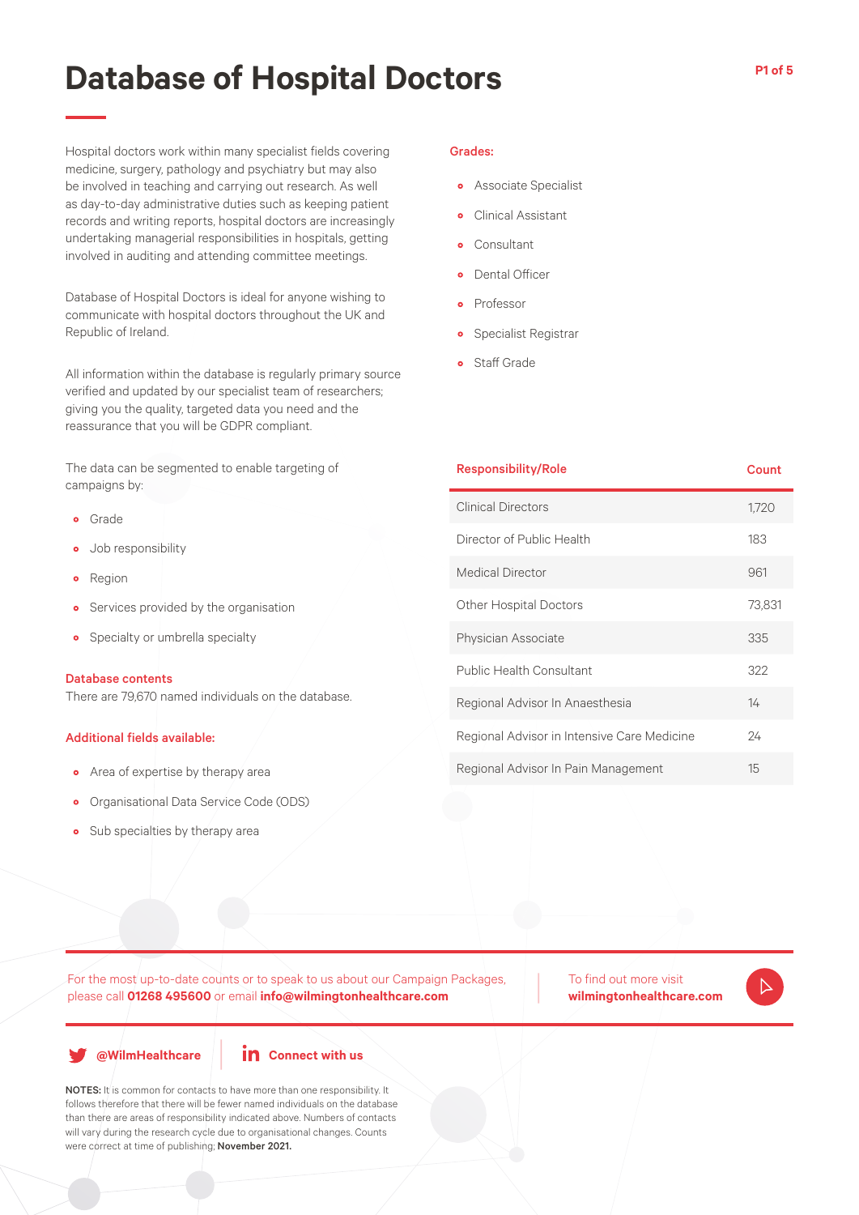# Database of Hospital Doctors

Hospital doctors work within many specialist fields covering medicine, surgery, pathology and psychiatry but may also be involved in teaching and carrying out research. As well as day-to-day administrative duties such as keeping patient records and writing reports, hospital doctors are increasingly undertaking managerial responsibilities in hospitals, getting involved in auditing and attending committee meetings.

Database of Hospital Doctors is ideal for anyone wishing to communicate with hospital doctors throughout the UK and Republic of Ireland.

All information within the database is regularly primary source verified and updated by our specialist team of researchers; giving you the quality, targeted data you need and the reassurance that you will be GDPR compliant.

The data can be segmented to enable targeting of campaigns by:

- Grade
- Job responsibility
- Region
- Services provided by the organisation
- Specialty or umbrella specialty

**Database contents**

There are 79,670 named individuals on the database.

**Additional fields available:**

- Area of expertise by therapy area
- Organisational Data Service Code (ODS)
- Sub specialties by therapy area

**Grades:**

- Associate Specialist
- Clinical Assistant
- Consultant
- Dental Officer
- Professor
- Specialist Registrar
- Staff Grade

| Responsibility/Role | Count |
|---|---|
| Clinical Directors | 1,720 |
| Director of Public Health | 183 |
| Medical Director | 961 |
| Other Hospital Doctors | 73,831 |
| Physician Associate | 335 |
| Public Health Consultant | 322 |
| Regional Advisor In Anaesthesia | 14 |
| Regional Advisor in Intensive Care Medicine | 24 |
| Regional Advisor In Pain Management | 15 |

For the most up-to-date counts or to speak to us about our Campaign Packages, please call **01268 495600** or email **info@wilmingtonhealthcare.com**

To find out more visit **wilmingtonhealthcare.com**

**@WilmHealthcare** **Connect with us**

**NOTES:** It is common for contacts to have more than one responsibility. It follows therefore that there will be fewer named individuals on the database than there are areas of responsibility indicated above. Numbers of contacts will vary during the research cycle due to organisational changes. Counts were correct at time of publishing; **November 2021.**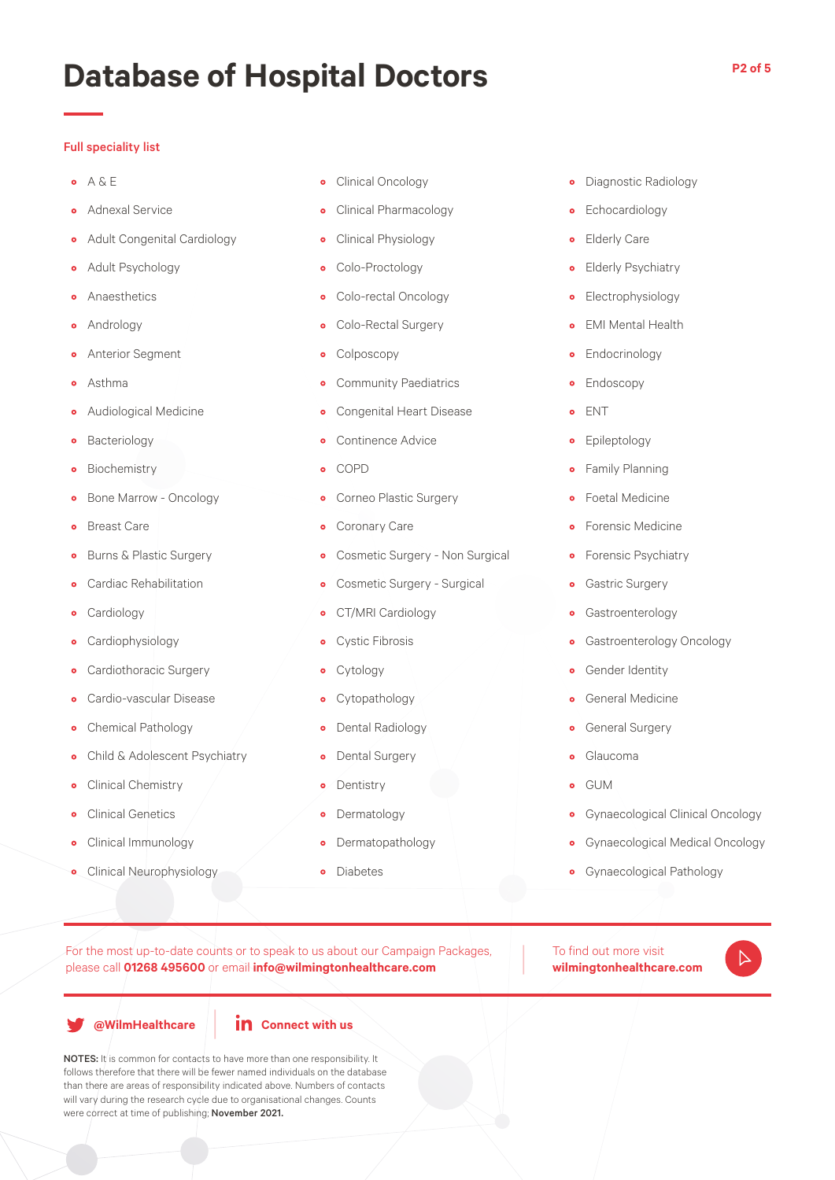# Database of Hospital Doctors

### Full speciality list

- A & E
- Adnexal Service
- Adult Congenital Cardiology
- Adult Psychology
- Anaesthetics
- Andrology
- Anterior Segment
- Asthma
- Audiological Medicine
- Bacteriology
- Biochemistry
- Bone Marrow - Oncology
- Breast Care
- Burns & Plastic Surgery
- Cardiac Rehabilitation
- Cardiology
- Cardiophysiology
- Cardiothoracic Surgery
- Cardio-vascular Disease
- Chemical Pathology
- Child & Adolescent Psychiatry
- Clinical Chemistry
- Clinical Genetics
- Clinical Immunology
- Clinical Neurophysiology
- Clinical Oncology
- Clinical Pharmacology
- Clinical Physiology
- Colo-Proctology
- Colo-rectal Oncology
- Colo-Rectal Surgery
- Colposcopy
- Community Paediatrics
- Congenital Heart Disease
- Continence Advice
- COPD
- Corneo Plastic Surgery
- Coronary Care
- Cosmetic Surgery - Non Surgical
- Cosmetic Surgery - Surgical
- CT/MRI Cardiology
- Cystic Fibrosis
- Cytology
- Cytopathology
- Dental Radiology
- Dental Surgery
- Dentistry
- Dermatology
- Dermatopathology
- Diabetes
- Diagnostic Radiology
- Echocardiology
- Elderly Care
- Elderly Psychiatry
- Electrophysiology
- EMI Mental Health
- Endocrinology
- Endoscopy
- ENT
- Epileptology
- Family Planning
- Foetal Medicine
- Forensic Medicine
- Forensic Psychiatry
- Gastric Surgery
- Gastroenterology
- Gastroenterology Oncology
- Gender Identity
- General Medicine
- General Surgery
- Glaucoma
- GUM
- Gynaecological Clinical Oncology
- Gynaecological Medical Oncology
- Gynaecological Pathology

For the most up-to-date counts or to speak to us about our Campaign Packages, please call **01268 495600** or email **info@wilmingtonhealthcare.com**

To find out more visit **wilmingtonhealthcare.com**

**@WilmHealthcare**

**Connect with us**

**NOTES:** It is common for contacts to have more than one responsibility. It follows therefore that there will be fewer named individuals on the database than there are areas of responsibility indicated above. Numbers of contacts will vary during the research cycle due to organisational changes. Counts were correct at time of publishing; **November 2021.**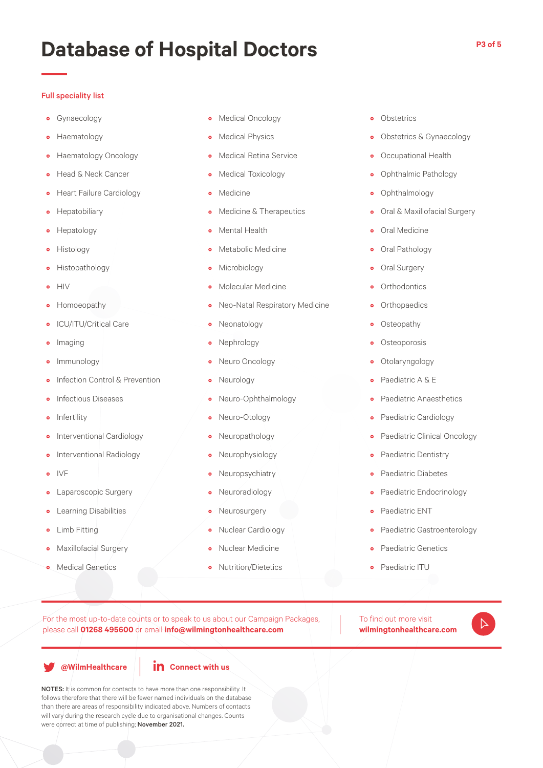# Database of Hospital Doctors

**Full speciality list**

- Gynaecology
- Haematology
- Haematology Oncology
- Head & Neck Cancer
- Heart Failure Cardiology
- Hepatobiliary
- Hepatology
- Histology
- Histopathology
- HIV
- Homoeopathy
- ICU/ITU/Critical Care
- Imaging
- Immunology
- Infection Control & Prevention
- Infectious Diseases
- Infertility
- Interventional Cardiology
- Interventional Radiology
- IVF
- Laparoscopic Surgery
- Learning Disabilities
- Limb Fitting
- Maxillofacial Surgery
- Medical Genetics
- Medical Oncology
- Medical Physics
- Medical Retina Service
- Medical Toxicology
- Medicine
- Medicine & Therapeutics
- Mental Health
- Metabolic Medicine
- Microbiology
- Molecular Medicine
- Neo-Natal Respiratory Medicine
- Neonatology
- Nephrology
- Neuro Oncology
- Neurology
- Neuro-Ophthalmology
- Neuro-Otology
- Neuropathology
- Neurophysiology
- Neuropsychiatry
- Neuroradiology
- Neurosurgery
- Nuclear Cardiology
- Nuclear Medicine
- Nutrition/Dietetics
- Obstetrics
- Obstetrics & Gynaecology
- Occupational Health
- Ophthalmic Pathology
- Ophthalmology
- Oral & Maxillofacial Surgery
- Oral Medicine
- Oral Pathology
- Oral Surgery
- Orthodontics
- Orthopaedics
- Osteopathy
- Osteoporosis
- Otolaryngology
- Paediatric A & E
- Paediatric Anaesthetics
- Paediatric Cardiology
- Paediatric Clinical Oncology
- Paediatric Dentistry
- Paediatric Diabetes
- Paediatric Endocrinology
- Paediatric ENT
- Paediatric Gastroenterology
- Paediatric Genetics
- Paediatric ITU

For the most up-to-date counts or to speak to us about our Campaign Packages, please call **01268 495600** or email **info@wilmingtonhealthcare.com**

To find out more visit **wilmingtonhealthcare.com**

**@WilmHealthcare**

**Connect with us**

**NOTES:** It is common for contacts to have more than one responsibility. It follows therefore that there will be fewer named individuals on the database than there are areas of responsibility indicated above. Numbers of contacts will vary during the research cycle due to organisational changes. Counts were correct at time of publishing; **November 2021.**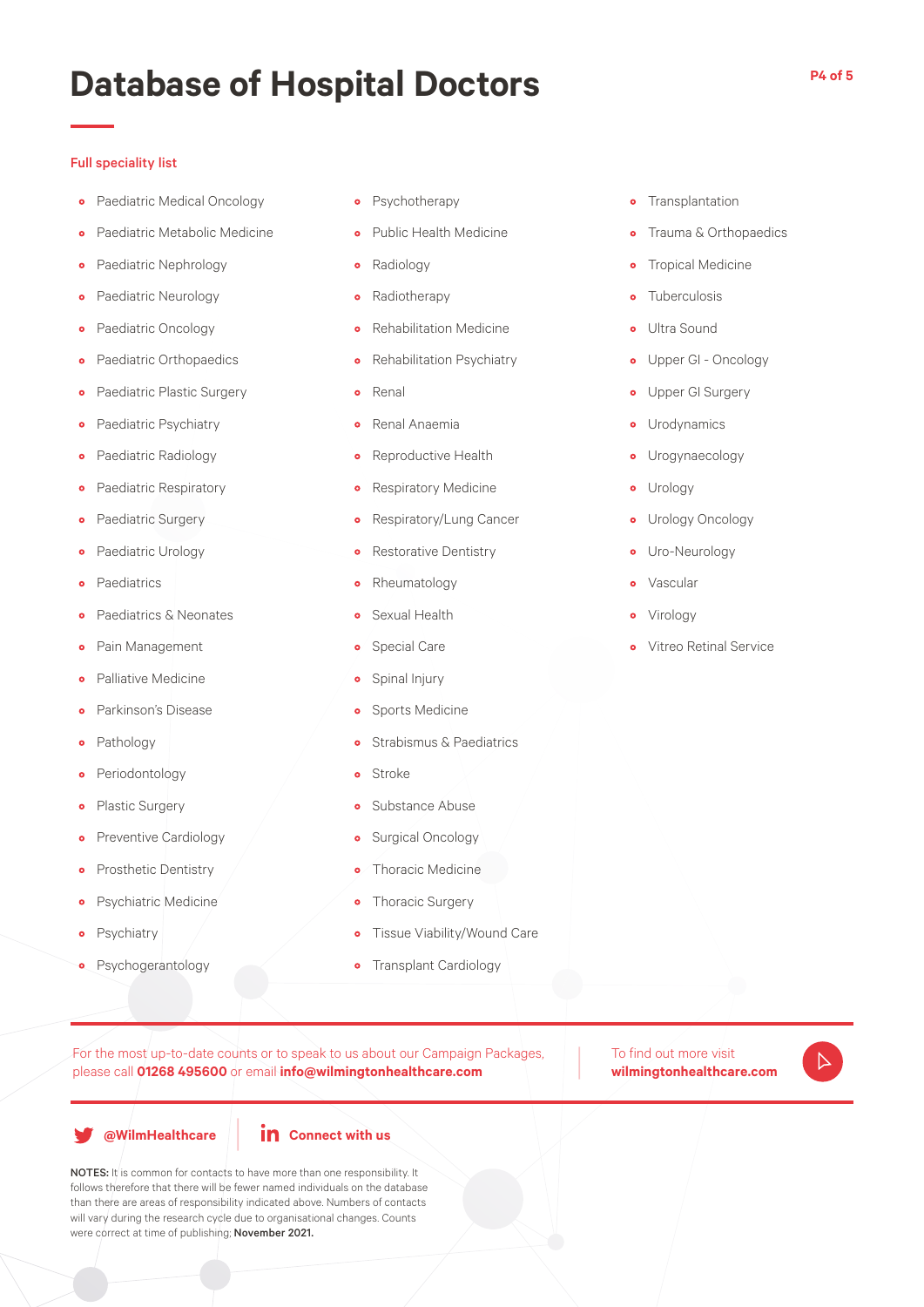# Database of Hospital Doctors

**Full speciality list**

- Paediatric Medical Oncology
- Paediatric Metabolic Medicine
- Paediatric Nephrology
- Paediatric Neurology
- Paediatric Oncology
- Paediatric Orthopaedics
- Paediatric Plastic Surgery
- Paediatric Psychiatry
- Paediatric Radiology
- Paediatric Respiratory
- Paediatric Surgery
- Paediatric Urology
- Paediatrics
- Paediatrics & Neonates
- Pain Management
- Palliative Medicine
- Parkinson's Disease
- Pathology
- Periodontology
- Plastic Surgery
- Preventive Cardiology
- Prosthetic Dentistry
- Psychiatric Medicine
- Psychiatry
- Psychogerantology
- Psychotherapy
- Public Health Medicine
- Radiology
- Radiotherapy
- Rehabilitation Medicine
- Rehabilitation Psychiatry
- Renal
- Renal Anaemia
- Reproductive Health
- Respiratory Medicine
- Respiratory/Lung Cancer
- Restorative Dentistry
- Rheumatology
- Sexual Health
- Special Care
- Spinal Injury
- Sports Medicine
- Strabismus & Paediatrics
- Stroke
- Substance Abuse
- Surgical Oncology
- Thoracic Medicine
- Thoracic Surgery
- Tissue Viability/Wound Care
- Transplant Cardiology
- Transplantation
- Trauma & Orthopaedics
- Tropical Medicine
- Tuberculosis
- Ultra Sound
- Upper GI - Oncology
- Upper GI Surgery
- Urodynamics
- Urogynaecology
- Urology
- Urology Oncology
- Uro-Neurology
- Vascular
- Virology
- Vitreo Retinal Service

For the most up-to-date counts or to speak to us about our Campaign Packages, please call **01268 495600** or email **info@wilmingtonhealthcare.com**

To find out more visit **wilmingtonhealthcare.com**

**@WilmHealthcare**

**Connect with us**

**NOTES:** It is common for contacts to have more than one responsibility. It follows therefore that there will be fewer named individuals on the database than there are areas of responsibility indicated above. Numbers of contacts will vary during the research cycle due to organisational changes. Counts were correct at time of publishing; **November 2021.**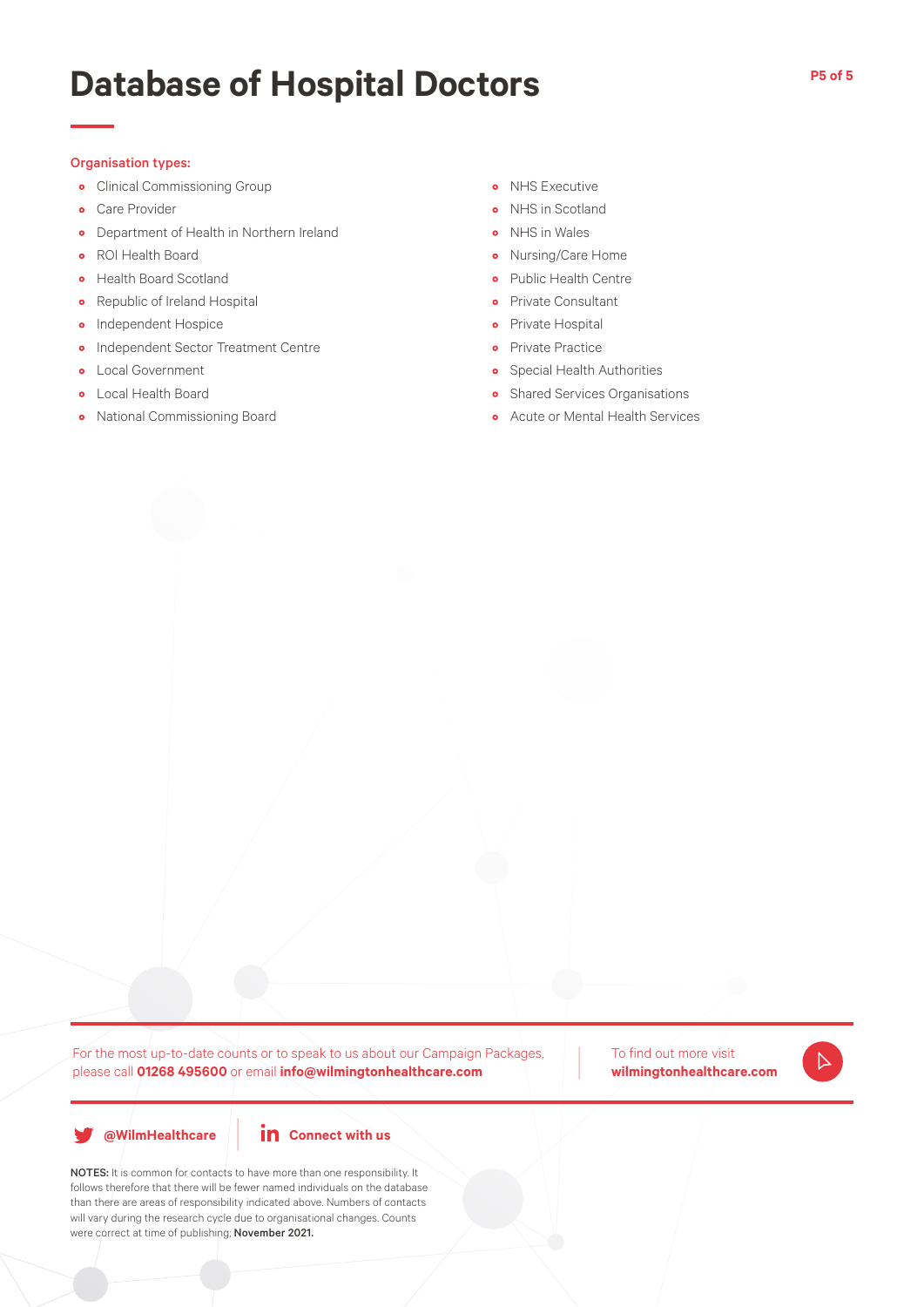# Database of Hospital Doctors

**Organisation types:**

- Clinical Commissioning Group
- Care Provider
- Department of Health in Northern Ireland
- ROI Health Board
- Health Board Scotland
- Republic of Ireland Hospital
- Independent Hospice
- Independent Sector Treatment Centre
- Local Government
- Local Health Board
- National Commissioning Board
- NHS Executive
- NHS in Scotland
- NHS in Wales
- Nursing/Care Home
- Public Health Centre
- Private Consultant
- Private Hospital
- Private Practice
- Special Health Authorities
- Shared Services Organisations
- Acute or Mental Health Services

For the most up-to-date counts or to speak to us about our Campaign Packages, please call **01268 495600** or email **info@wilmingtonhealthcare.com**

To find out more visit **wilmingtonhealthcare.com**

**@WilmHealthcare** | **Connect with us**

**NOTES:** It is common for contacts to have more than one responsibility. It follows therefore that there will be fewer named individuals on the database than there are areas of responsibility indicated above. Numbers of contacts will vary during the research cycle due to organisational changes. Counts were correct at time of publishing; **November 2021.**